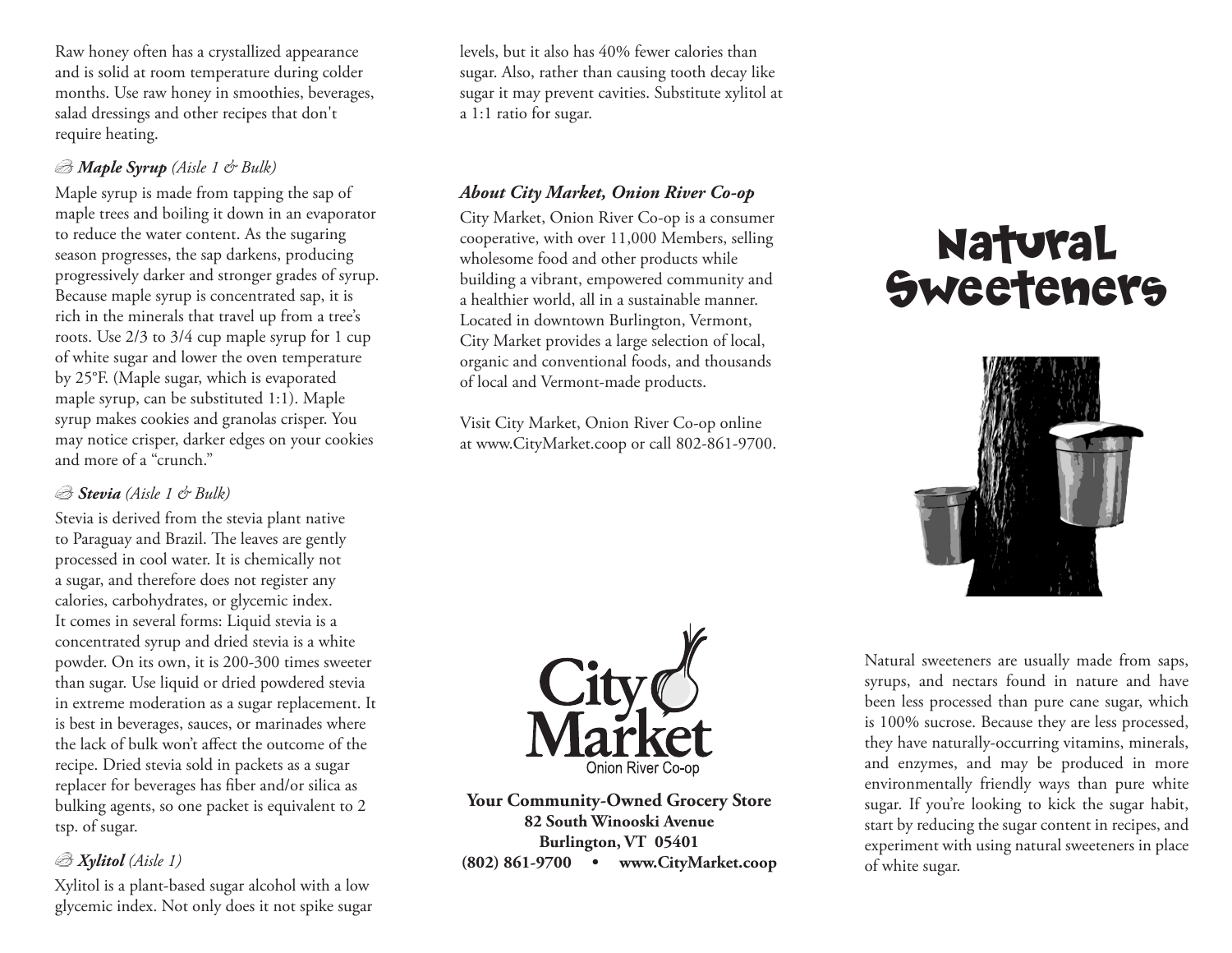Raw honey often has a crystallized appearance and is solid at room temperature during colder months. Use raw honey in smoothies, beverages, salad dressings and other recipes that don't require heating.

### ***Maple Syrup*** *(Aisle 1 & Bulk)*

Maple syrup is made from tapping the sap of maple trees and boiling it down in an evaporator to reduce the water content. As the sugaring season progresses, the sap darkens, producing progressively darker and stronger grades of syrup. Because maple syrup is concentrated sap, it is rich in the minerals that travel up from a tree's roots. Use 2/3 to 3/4 cup maple syrup for 1 cup of white sugar and lower the oven temperature by 25°F. (Maple sugar, which is evaporated maple syrup, can be substituted 1:1). Maple syrup makes cookies and granolas crisper. You may notice crisper, darker edges on your cookies and more of a "crunch."

### ***Stevia*** *(Aisle 1 & Bulk)*

Stevia is derived from the stevia plant native to Paraguay and Brazil. The leaves are gently processed in cool water. It is chemically not a sugar, and therefore does not register any calories, carbohydrates, or glycemic index. It comes in several forms: Liquid stevia is a concentrated syrup and dried stevia is a white powder. On its own, it is 200-300 times sweeter than sugar. Use liquid or dried powdered stevia in extreme moderation as a sugar replacement. It is best in beverages, sauces, or marinades where the lack of bulk won't affect the outcome of the recipe. Dried stevia sold in packets as a sugar replacer for beverages has fiber and/or silica as bulking agents, so one packet is equivalent to 2 tsp. of sugar.

### ***Xylitol*** *(Aisle 1)*

Xylitol is a plant-based sugar alcohol with a low glycemic index. Not only does it not spike sugar levels, but it also has 40% fewer calories than sugar. Also, rather than causing tooth decay like sugar it may prevent cavities. Substitute xylitol at a 1:1 ratio for sugar.

### ***About City Market, Onion River Co-op***

City Market, Onion River Co-op is a consumer cooperative, with over 11,000 Members, selling wholesome food and other products while building a vibrant, empowered community and a healthier world, all in a sustainable manner. Located in downtown Burlington, Vermont, City Market provides a large selection of local, organic and conventional foods, and thousands of local and Vermont-made products.

Visit City Market, Onion River Co-op online at www.CityMarket.coop or call 802-861-9700.

City Market
Onion River Co-op

**Your Community-Owned Grocery Store**
**82 South Winooski Avenue**
**Burlington, VT 05401**
**(802) 861-9700 • www.CityMarket.coop**

# Natural Sweeteners

Natural sweeteners are usually made from saps, syrups, and nectars found in nature and have been less processed than pure cane sugar, which is 100% sucrose. Because they are less processed, they have naturally-occurring vitamins, minerals, and enzymes, and may be produced in more environmentally friendly ways than pure white sugar. If you're looking to kick the sugar habit, start by reducing the sugar content in recipes, and experiment with using natural sweeteners in place of white sugar.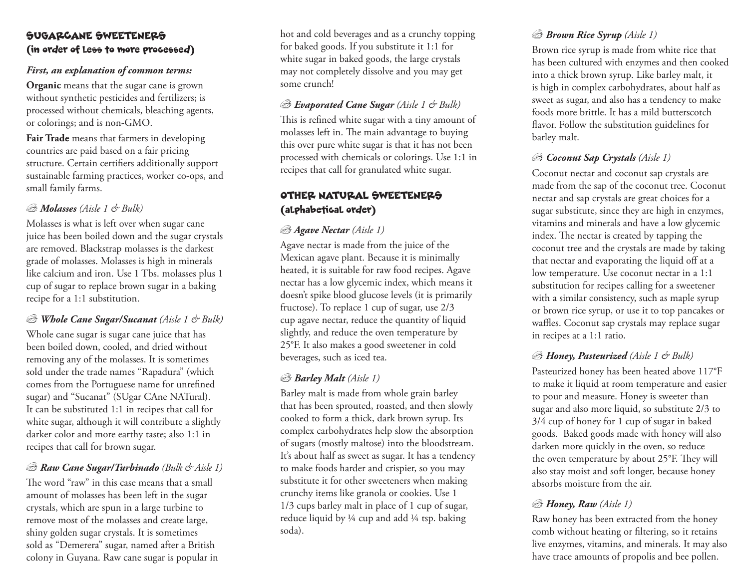## SUGARCANE SWEETENERS (in order of less to more processed)

***First, an explanation of common terms:***

**Organic** means that the sugar cane is grown without synthetic pesticides and fertilizers; is processed without chemicals, bleaching agents, or colorings; and is non-GMO.

**Fair Trade** means that farmers in developing countries are paid based on a fair pricing structure. Certain certifiers additionally support sustainable farming practices, worker co-ops, and small family farms.

### ***Molasses*** *(Aisle 1 & Bulk)*

Molasses is what is left over when sugar cane juice has been boiled down and the sugar crystals are removed. Blackstrap molasses is the darkest grade of molasses. Molasses is high in minerals like calcium and iron. Use 1 Tbs. molasses plus 1 cup of sugar to replace brown sugar in a baking recipe for a 1:1 substitution.

### ***Whole Cane Sugar/Sucanat*** *(Aisle 1 & Bulk)*

Whole cane sugar is sugar cane juice that has been boiled down, cooled, and dried without removing any of the molasses. It is sometimes sold under the trade names "Rapadura" (which comes from the Portuguese name for unrefined sugar) and "Sucanat" (SUgar CAne NATural). It can be substituted 1:1 in recipes that call for white sugar, although it will contribute a slightly darker color and more earthy taste; also 1:1 in recipes that call for brown sugar.

### ***Raw Cane Sugar/Turbinado*** *(Bulk & Aisle 1)*

The word "raw" in this case means that a small amount of molasses has been left in the sugar crystals, which are spun in a large turbine to remove most of the molasses and create large, shiny golden sugar crystals. It is sometimes sold as "Demerera" sugar, named after a British colony in Guyana. Raw cane sugar is popular in hot and cold beverages and as a crunchy topping for baked goods. If you substitute it 1:1 for white sugar in baked goods, the large crystals may not completely dissolve and you may get some crunch!

### ***Evaporated Cane Sugar*** *(Aisle 1 & Bulk)*

This is refined white sugar with a tiny amount of molasses left in. The main advantage to buying this over pure white sugar is that it has not been processed with chemicals or colorings. Use 1:1 in recipes that call for granulated white sugar.

## OTHER NATURAL SWEETENERS (alphabetical order)

### ***Agave Nectar*** *(Aisle 1)*

Agave nectar is made from the juice of the Mexican agave plant. Because it is minimally heated, it is suitable for raw food recipes. Agave nectar has a low glycemic index, which means it doesn't spike blood glucose levels (it is primarily fructose). To replace 1 cup of sugar, use 2/3 cup agave nectar, reduce the quantity of liquid slightly, and reduce the oven temperature by 25°F. It also makes a good sweetener in cold beverages, such as iced tea.

### ***Barley Malt*** *(Aisle 1)*

Barley malt is made from whole grain barley that has been sprouted, roasted, and then slowly cooked to form a thick, dark brown syrup. Its complex carbohydrates help slow the absorption of sugars (mostly maltose) into the bloodstream. It's about half as sweet as sugar. It has a tendency to make foods harder and crispier, so you may substitute it for other sweeteners when making crunchy items like granola or cookies. Use 1 1/3 cups barley malt in place of 1 cup of sugar, reduce liquid by ¼ cup and add ¼ tsp. baking soda).

### ***Brown Rice Syrup*** *(Aisle 1)*

Brown rice syrup is made from white rice that has been cultured with enzymes and then cooked into a thick brown syrup. Like barley malt, it is high in complex carbohydrates, about half as sweet as sugar, and also has a tendency to make foods more brittle. It has a mild butterscotch flavor. Follow the substitution guidelines for barley malt.

### ***Coconut Sap Crystals*** *(Aisle 1)*

Coconut nectar and coconut sap crystals are made from the sap of the coconut tree. Coconut nectar and sap crystals are great choices for a sugar substitute, since they are high in enzymes, vitamins and minerals and have a low glycemic index. The nectar is created by tapping the coconut tree and the crystals are made by taking that nectar and evaporating the liquid off at a low temperature. Use coconut nectar in a 1:1 substitution for recipes calling for a sweetener with a similar consistency, such as maple syrup or brown rice syrup, or use it to top pancakes or waffles. Coconut sap crystals may replace sugar in recipes at a 1:1 ratio.

### ***Honey, Pasteurized*** *(Aisle 1 & Bulk)*

Pasteurized honey has been heated above 117°F to make it liquid at room temperature and easier to pour and measure. Honey is sweeter than sugar and also more liquid, so substitute 2/3 to 3/4 cup of honey for 1 cup of sugar in baked goods. Baked goods made with honey will also darken more quickly in the oven, so reduce the oven temperature by about 25°F. They will also stay moist and soft longer, because honey absorbs moisture from the air.

### ***Honey, Raw*** *(Aisle 1)*

Raw honey has been extracted from the honey comb without heating or filtering, so it retains live enzymes, vitamins, and minerals. It may also have trace amounts of propolis and bee pollen.